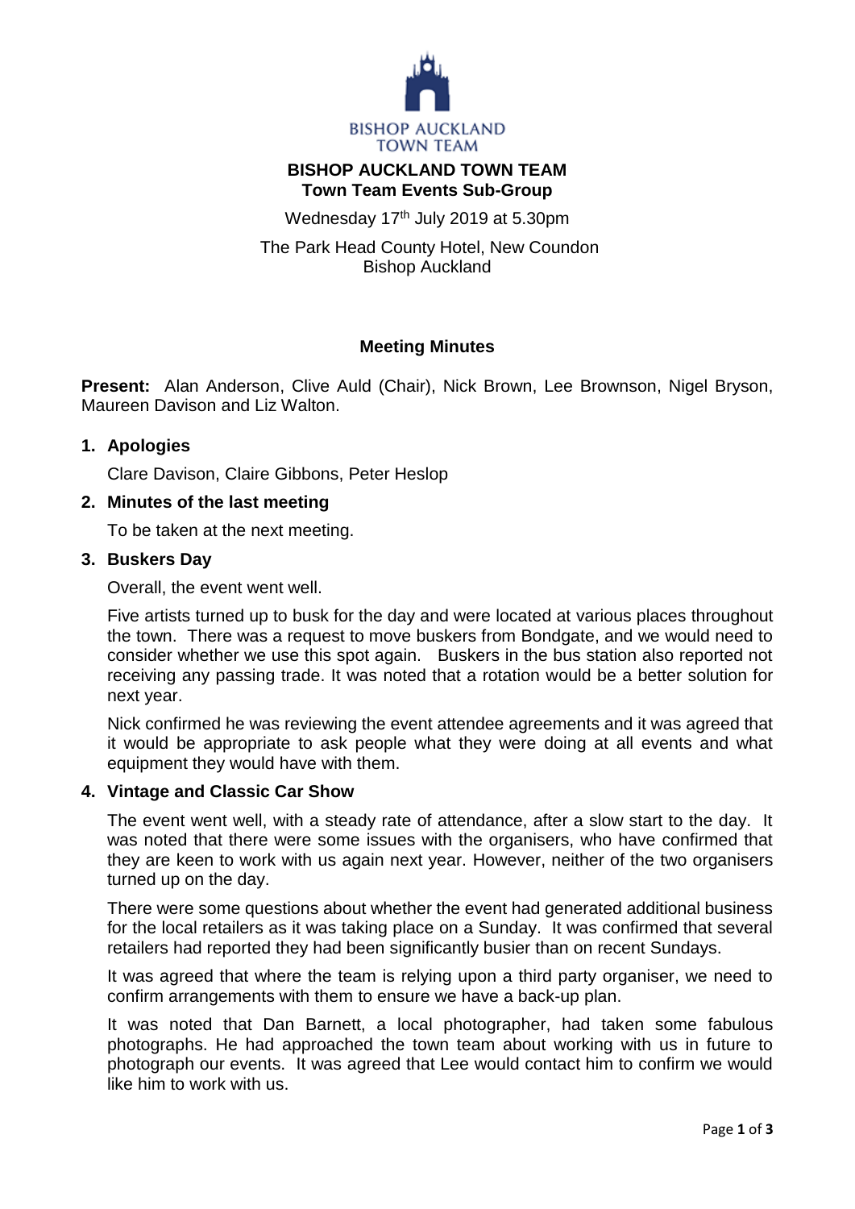BISHOP AUCKLAND TOWN TEAM

# BISHOP AUCKLAND TOWN TEAM
## Town Team Events Sub-Group

Wednesday 17th July 2019 at 5.30pm

The Park Head County Hotel, New Coundon
Bishop Auckland

### Meeting Minutes

**Present:** Alan Anderson, Clive Auld (Chair), Nick Brown, Lee Brownson, Nigel Bryson, Maureen Davison and Liz Walton.

1. **Apologies**

   Clare Davison, Claire Gibbons, Peter Heslop

2. **Minutes of the last meeting**

   To be taken at the next meeting.

3. **Buskers Day**

   Overall, the event went well.

   Five artists turned up to busk for the day and were located at various places throughout the town. There was a request to move buskers from Bondgate, and we would need to consider whether we use this spot again. Buskers in the bus station also reported not receiving any passing trade. It was noted that a rotation would be a better solution for next year.

   Nick confirmed he was reviewing the event attendee agreements and it was agreed that it would be appropriate to ask people what they were doing at all events and what equipment they would have with them.

4. **Vintage and Classic Car Show**

   The event went well, with a steady rate of attendance, after a slow start to the day. It was noted that there were some issues with the organisers, who have confirmed that they are keen to work with us again next year. However, neither of the two organisers turned up on the day.

   There were some questions about whether the event had generated additional business for the local retailers as it was taking place on a Sunday. It was confirmed that several retailers had reported they had been significantly busier than on recent Sundays.

   It was agreed that where the team is relying upon a third party organiser, we need to confirm arrangements with them to ensure we have a back-up plan.

   It was noted that Dan Barnett, a local photographer, had taken some fabulous photographs. He had approached the town team about working with us in future to photograph our events. It was agreed that Lee would contact him to confirm we would like him to work with us.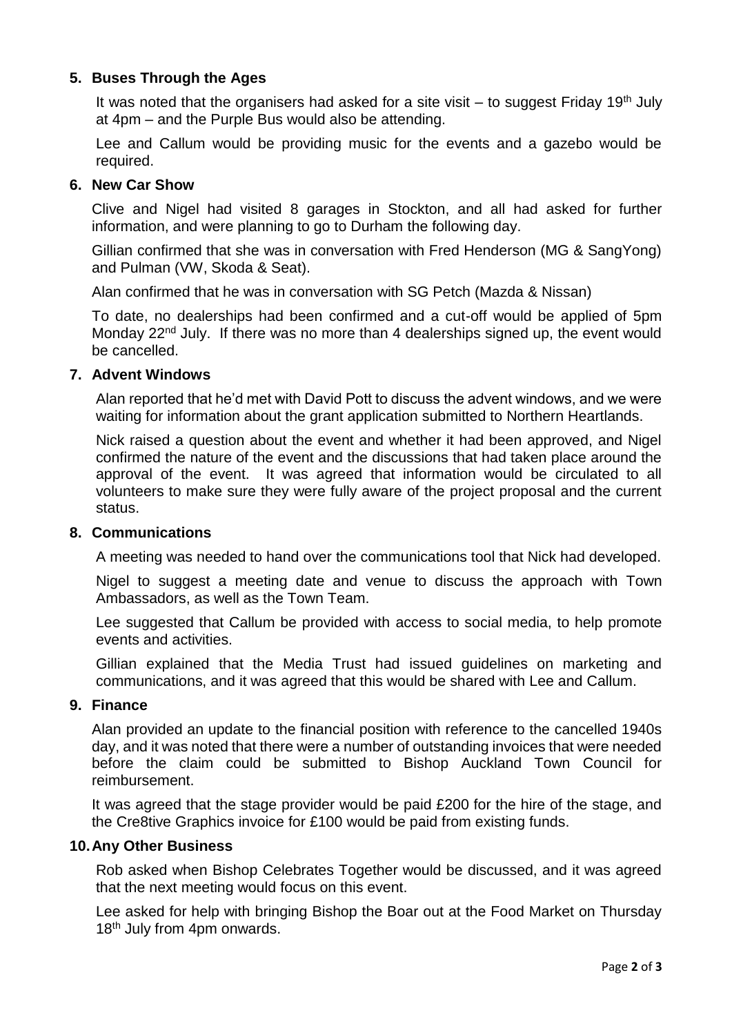## 5. Buses Through the Ages

It was noted that the organisers had asked for a site visit – to suggest Friday 19th July at 4pm – and the Purple Bus would also be attending.

Lee and Callum would be providing music for the events and a gazebo would be required.

## 6. New Car Show

Clive and Nigel had visited 8 garages in Stockton, and all had asked for further information, and were planning to go to Durham the following day.

Gillian confirmed that she was in conversation with Fred Henderson (MG & SangYong) and Pulman (VW, Skoda & Seat).

Alan confirmed that he was in conversation with SG Petch (Mazda & Nissan)

To date, no dealerships had been confirmed and a cut-off would be applied of 5pm Monday 22nd July. If there was no more than 4 dealerships signed up, the event would be cancelled.

## 7. Advent Windows

Alan reported that he'd met with David Pott to discuss the advent windows, and we were waiting for information about the grant application submitted to Northern Heartlands.

Nick raised a question about the event and whether it had been approved, and Nigel confirmed the nature of the event and the discussions that had taken place around the approval of the event. It was agreed that information would be circulated to all volunteers to make sure they were fully aware of the project proposal and the current status.

## 8. Communications

A meeting was needed to hand over the communications tool that Nick had developed.

Nigel to suggest a meeting date and venue to discuss the approach with Town Ambassadors, as well as the Town Team.

Lee suggested that Callum be provided with access to social media, to help promote events and activities.

Gillian explained that the Media Trust had issued guidelines on marketing and communications, and it was agreed that this would be shared with Lee and Callum.

## 9. Finance

Alan provided an update to the financial position with reference to the cancelled 1940s day, and it was noted that there were a number of outstanding invoices that were needed before the claim could be submitted to Bishop Auckland Town Council for reimbursement.

It was agreed that the stage provider would be paid £200 for the hire of the stage, and the Cre8tive Graphics invoice for £100 would be paid from existing funds.

## 10. Any Other Business

Rob asked when Bishop Celebrates Together would be discussed, and it was agreed that the next meeting would focus on this event.

Lee asked for help with bringing Bishop the Boar out at the Food Market on Thursday 18th July from 4pm onwards.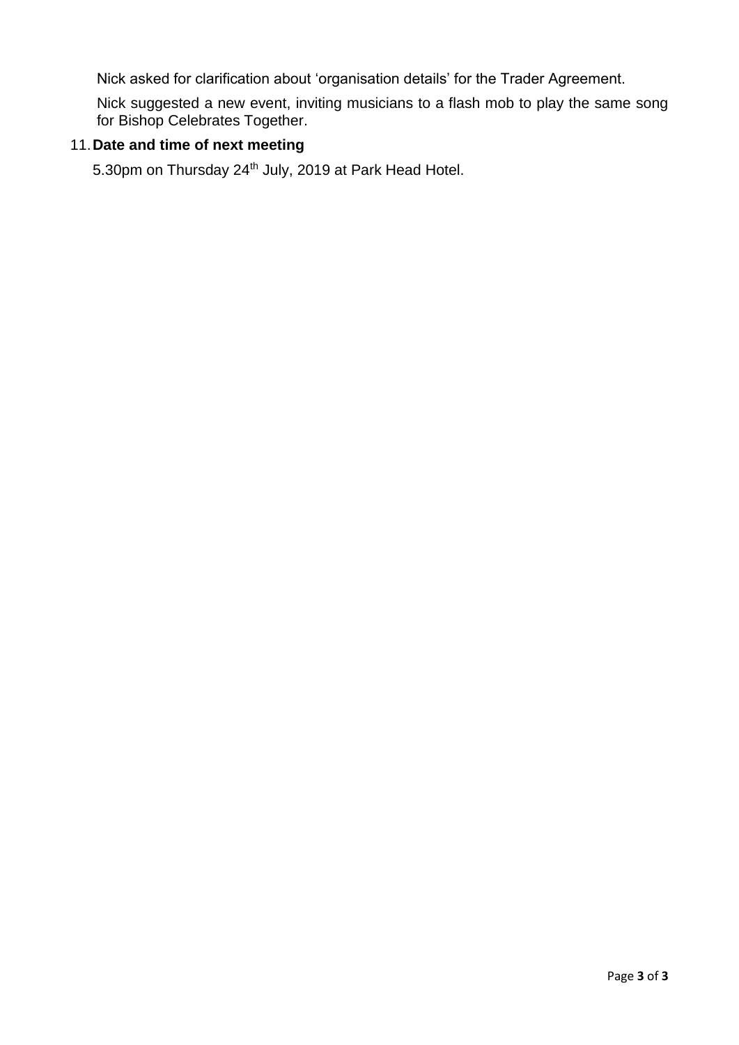Nick asked for clarification about 'organisation details' for the Trader Agreement.

Nick suggested a new event, inviting musicians to a flash mob to play the same song for Bishop Celebrates Together.

11. **Date and time of next meeting**

5.30pm on Thursday 24th July, 2019 at Park Head Hotel.